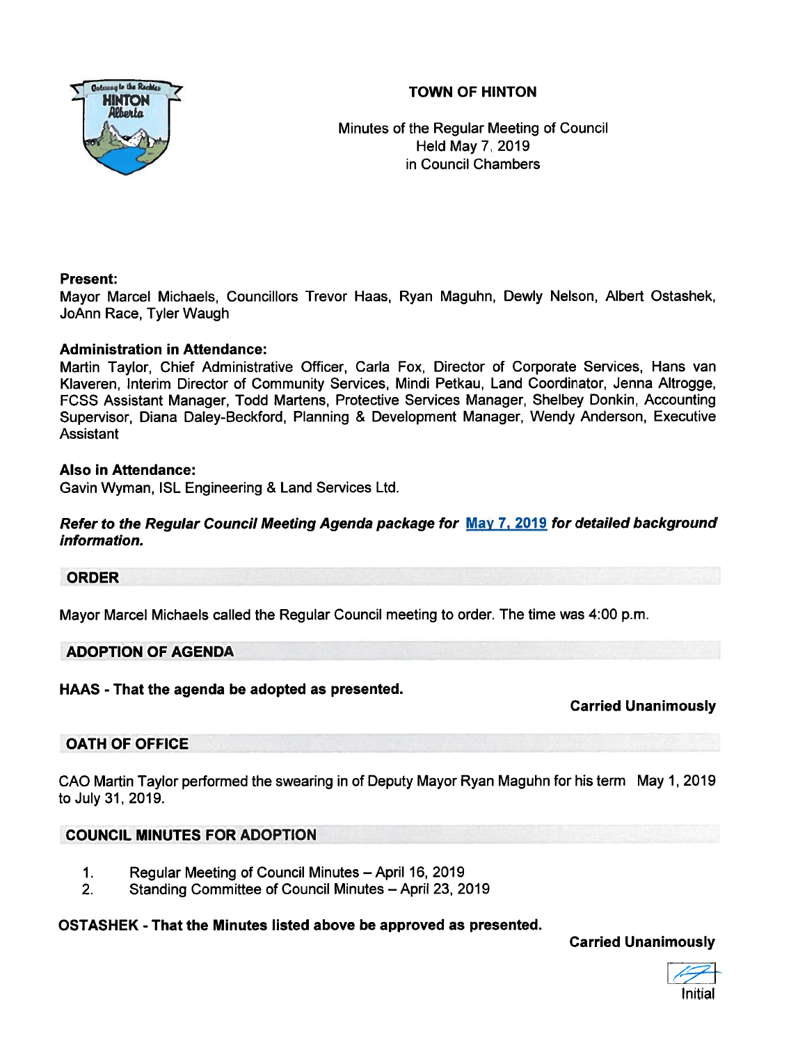# TOWN OF HINTON

Minutes of the Regular Meeting of Council
Held May 7, 2019
in Council Chambers

**Present:**
Mayor Marcel Michaels, Councillors Trevor Haas, Ryan Maguhn, Dewly Nelson, Albert Ostashek, JoAnn Race, Tyler Waugh

**Administration in Attendance:**
Martin Taylor, Chief Administrative Officer, Carla Fox, Director of Corporate Services, Hans van Klaveren, Interim Director of Community Services, Mindi Petkau, Land Coordinator, Jenna Altrogge, FCSS Assistant Manager, Todd Martens, Protective Services Manager, Shelbey Donkin, Accounting Supervisor, Diana Daley-Beckford, Planning & Development Manager, Wendy Anderson, Executive Assistant

**Also in Attendance:**
Gavin Wyman, ISL Engineering & Land Services Ltd.

***Refer to the Regular Council Meeting Agenda package for May 7, 2019 for detailed background information.***

## ORDER

Mayor Marcel Michaels called the Regular Council meeting to order. The time was 4:00 p.m.

## ADOPTION OF AGENDA

**HAAS - That the agenda be adopted as presented.**

**Carried Unanimously**

## OATH OF OFFICE

CAO Martin Taylor performed the swearing in of Deputy Mayor Ryan Maguhn for his term May 1, 2019 to July 31, 2019.

## COUNCIL MINUTES FOR ADOPTION

1. Regular Meeting of Council Minutes – April 16, 2019
2. Standing Committee of Council Minutes – April 23, 2019

**OSTASHEK - That the Minutes listed above be approved as presented.**

**Carried Unanimously**

Initial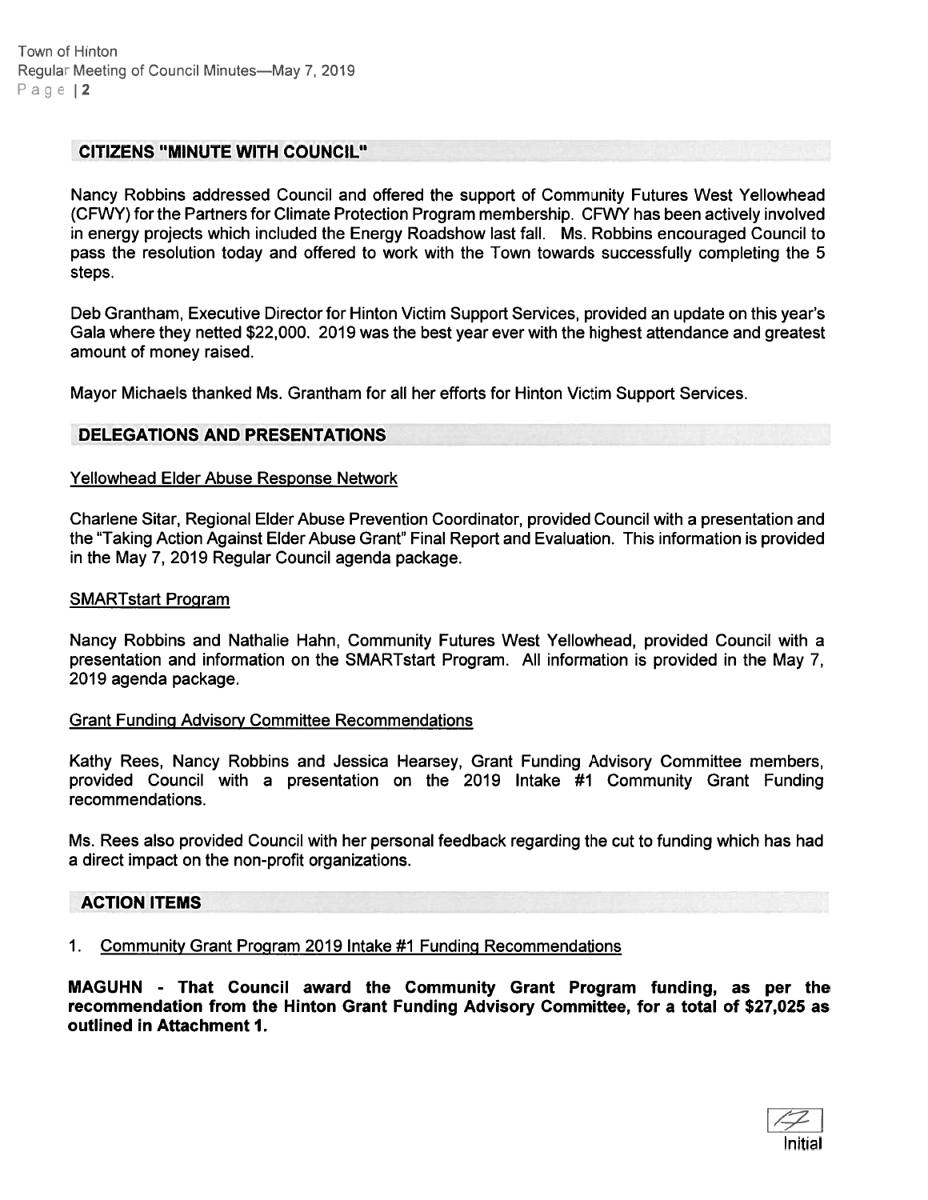## CITIZENS "MINUTE WITH COUNCIL"

Nancy Robbins addressed Council and offered the support of Community Futures West Yellowhead (CFWY) for the Partners for Climate Protection Program membership. CFWY has been actively involved in energy projects which included the Energy Roadshow last fall. Ms. Robbins encouraged Council to pass the resolution today and offered to work with the Town towards successfully completing the 5 steps.

Deb Grantham, Executive Director for Hinton Victim Support Services, provided an update on this year's Gala where they netted $22,000. 2019 was the best year ever with the highest attendance and greatest amount of money raised.

Mayor Michaels thanked Ms. Grantham for all her efforts for Hinton Victim Support Services.

## DELEGATIONS AND PRESENTATIONS

Yellowhead Elder Abuse Response Network

Charlene Sitar, Regional Elder Abuse Prevention Coordinator, provided Council with a presentation and the "Taking Action Against Elder Abuse Grant" Final Report and Evaluation. This information is provided in the May 7, 2019 Regular Council agenda package.

SMARTstart Program

Nancy Robbins and Nathalie Hahn, Community Futures West Yellowhead, provided Council with a presentation and information on the SMARTstart Program. All information is provided in the May 7, 2019 agenda package.

Grant Funding Advisory Committee Recommendations

Kathy Rees, Nancy Robbins and Jessica Hearsey, Grant Funding Advisory Committee members, provided Council with a presentation on the 2019 Intake #1 Community Grant Funding recommendations.

Ms. Rees also provided Council with her personal feedback regarding the cut to funding which has had a direct impact on the non-profit organizations.

## ACTION ITEMS

1. Community Grant Program 2019 Intake #1 Funding Recommendations

**MAGUHN - That Council award the Community Grant Program funding, as per the recommendation from the Hinton Grant Funding Advisory Committee, for a total of $27,025 as outlined in Attachment 1.**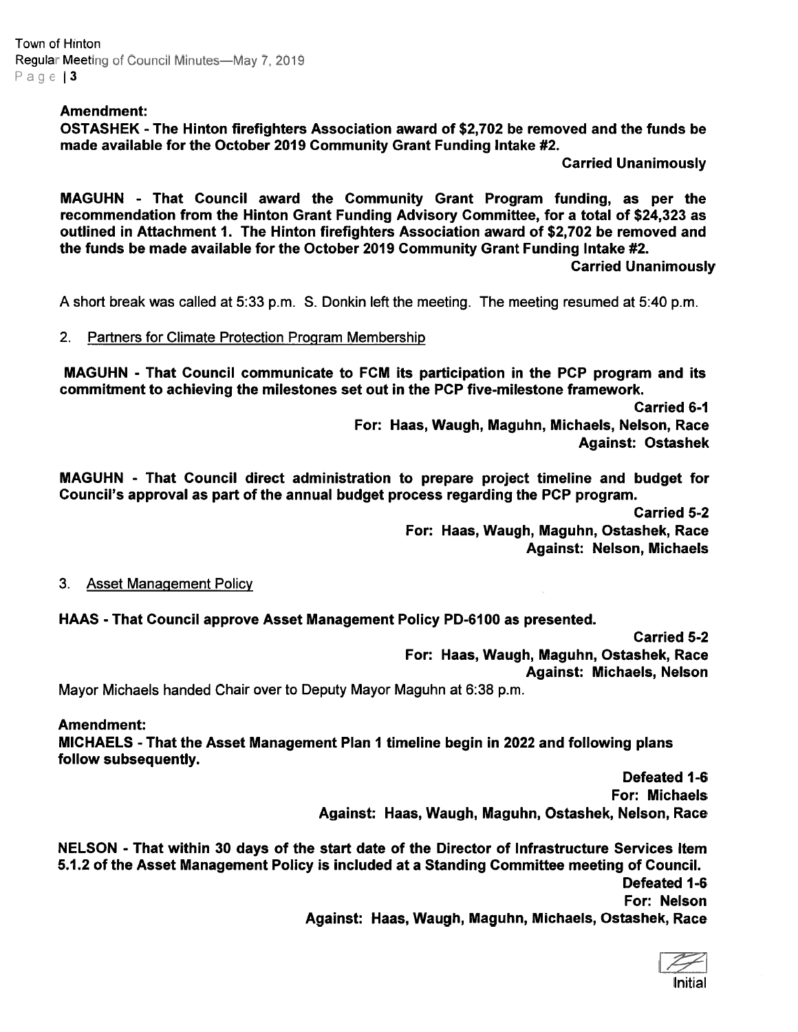**Amendment:**
**OSTASHEK - The Hinton firefighters Association award of $2,702 be removed and the funds be made available for the October 2019 Community Grant Funding Intake #2.**

**Carried Unanimously**

**MAGUHN - That Council award the Community Grant Program funding, as per the recommendation from the Hinton Grant Funding Advisory Committee, for a total of $24,323 as outlined in Attachment 1. The Hinton firefighters Association award of $2,702 be removed and the funds be made available for the October 2019 Community Grant Funding Intake #2.**

**Carried Unanimously**

A short break was called at 5:33 p.m. S. Donkin left the meeting. The meeting resumed at 5:40 p.m.

2. Partners for Climate Protection Program Membership

**MAGUHN - That Council communicate to FCM its participation in the PCP program and its commitment to achieving the milestones set out in the PCP five-milestone framework.**

**Carried 6-1**
**For: Haas, Waugh, Maguhn, Michaels, Nelson, Race**
**Against: Ostashek**

**MAGUHN - That Council direct administration to prepare project timeline and budget for Council's approval as part of the annual budget process regarding the PCP program.**

**Carried 5-2**
**For: Haas, Waugh, Maguhn, Ostashek, Race**
**Against: Nelson, Michaels**

3. Asset Management Policy

**HAAS - That Council approve Asset Management Policy PD-6100 as presented.**

**Carried 5-2**
**For: Haas, Waugh, Maguhn, Ostashek, Race**
**Against: Michaels, Nelson**

Mayor Michaels handed Chair over to Deputy Mayor Maguhn at 6:38 p.m.

**Amendment:**
**MICHAELS - That the Asset Management Plan 1 timeline begin in 2022 and following plans follow subsequently.**

**Defeated 1-6**
**For: Michaels**
**Against: Haas, Waugh, Maguhn, Ostashek, Nelson, Race**

**NELSON - That within 30 days of the start date of the Director of Infrastructure Services Item 5.1.2 of the Asset Management Policy is included at a Standing Committee meeting of Council.**

**Defeated 1-6**
**For: Nelson**
**Against: Haas, Waugh, Maguhn, Michaels, Ostashek, Race**

Initial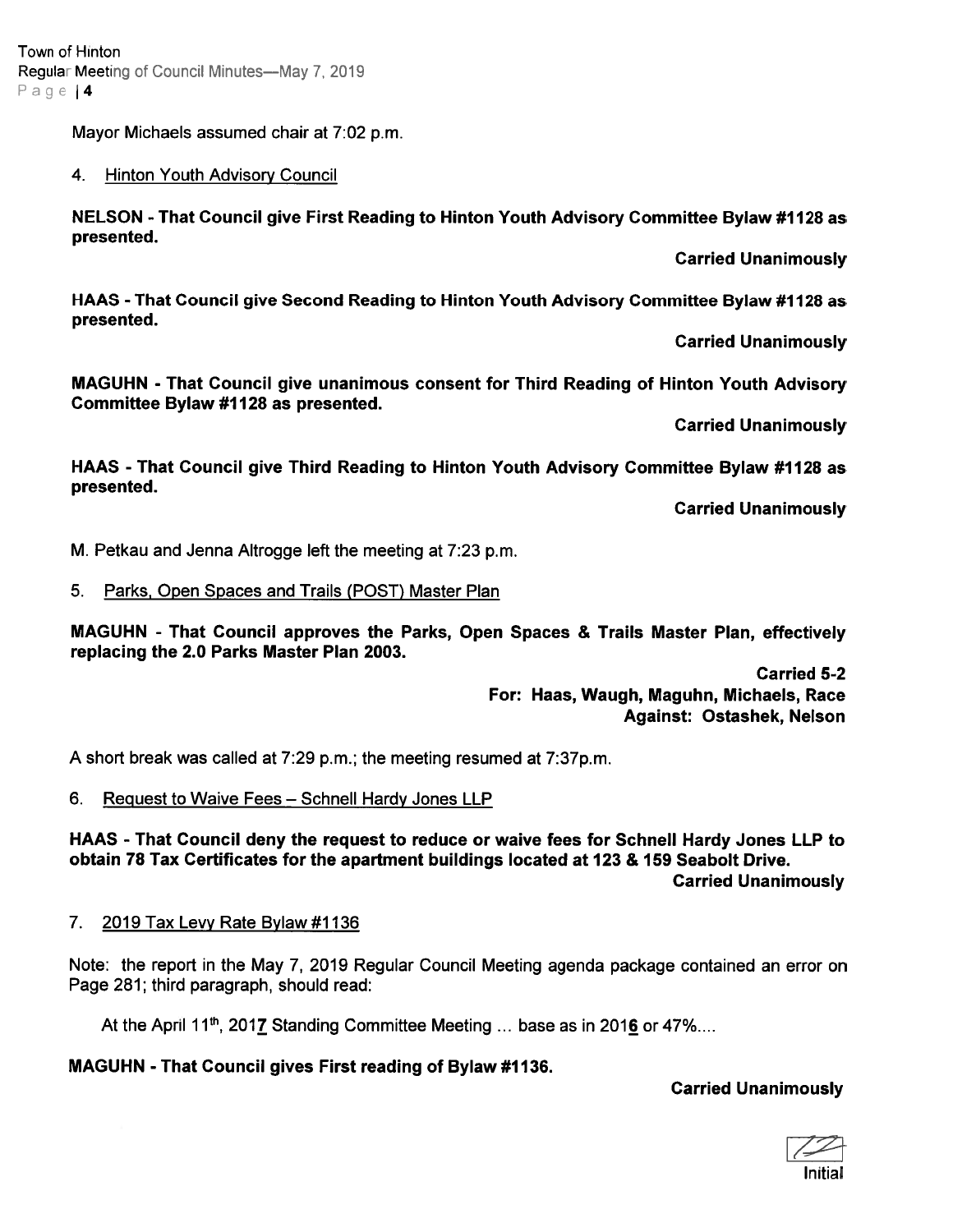Mayor Michaels assumed chair at 7:02 p.m.

4. Hinton Youth Advisory Council

**NELSON - That Council give First Reading to Hinton Youth Advisory Committee Bylaw #1128 as presented.**

**Carried Unanimously**

**HAAS - That Council give Second Reading to Hinton Youth Advisory Committee Bylaw #1128 as presented.**

**Carried Unanimously**

**MAGUHN - That Council give unanimous consent for Third Reading of Hinton Youth Advisory Committee Bylaw #1128 as presented.**

**Carried Unanimously**

**HAAS - That Council give Third Reading to Hinton Youth Advisory Committee Bylaw #1128 as presented.**

**Carried Unanimously**

M. Petkau and Jenna Altrogge left the meeting at 7:23 p.m.

5. Parks, Open Spaces and Trails (POST) Master Plan

**MAGUHN - That Council approves the Parks, Open Spaces & Trails Master Plan, effectively replacing the 2.0 Parks Master Plan 2003.**

**Carried 5-2**
**For: Haas, Waugh, Maguhn, Michaels, Race**
**Against: Ostashek, Nelson**

A short break was called at 7:29 p.m.; the meeting resumed at 7:37p.m.

6. Request to Waive Fees – Schnell Hardy Jones LLP

**HAAS - That Council deny the request to reduce or waive fees for Schnell Hardy Jones LLP to obtain 78 Tax Certificates for the apartment buildings located at 123 & 159 Seabolt Drive.**
**Carried Unanimously**

7. 2019 Tax Levy Rate Bylaw #1136

Note: the report in the May 7, 2019 Regular Council Meeting agenda package contained an error on Page 281; third paragraph, should read:

At the April 11th, 201**7** Standing Committee Meeting ... base as in 201**6** or 47%....

**MAGUHN - That Council gives First reading of Bylaw #1136.**

**Carried Unanimously**

Initial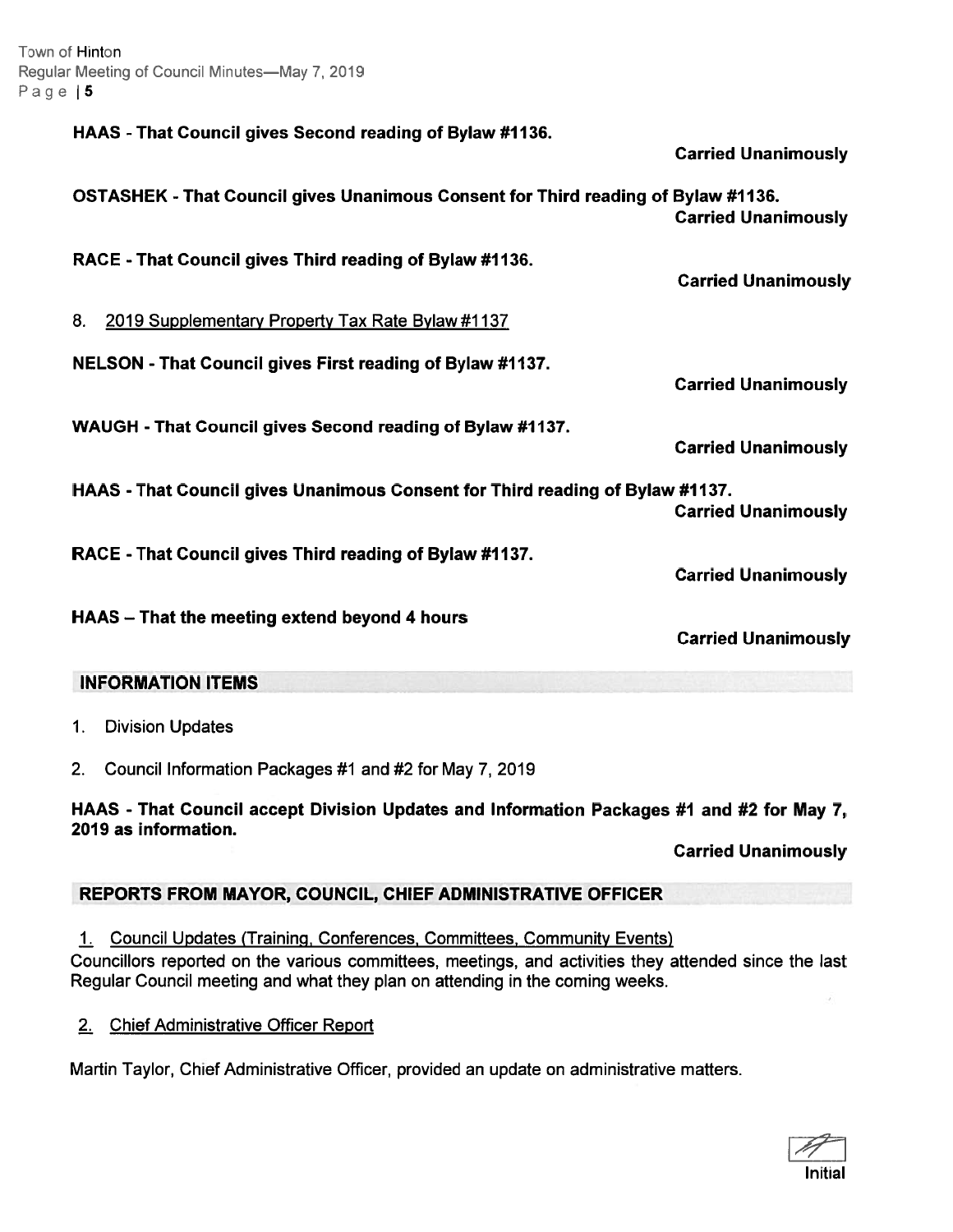**HAAS - That Council gives Second reading of Bylaw #1136.**

**Carried Unanimously**

**OSTASHEK - That Council gives Unanimous Consent for Third reading of Bylaw #1136.**

**Carried Unanimously**

**RACE - That Council gives Third reading of Bylaw #1136.**

**Carried Unanimously**

8. 2019 Supplementary Property Tax Rate Bylaw #1137

**NELSON - That Council gives First reading of Bylaw #1137.**

**Carried Unanimously**

**WAUGH - That Council gives Second reading of Bylaw #1137.**

**Carried Unanimously**

**HAAS - That Council gives Unanimous Consent for Third reading of Bylaw #1137.**

**Carried Unanimously**

**RACE - That Council gives Third reading of Bylaw #1137.**

**Carried Unanimously**

**HAAS – That the meeting extend beyond 4 hours**

**Carried Unanimously**

## INFORMATION ITEMS

1. Division Updates
2. Council Information Packages #1 and #2 for May 7, 2019

**HAAS - That Council accept Division Updates and Information Packages #1 and #2 for May 7, 2019 as information.**

**Carried Unanimously**

## REPORTS FROM MAYOR, COUNCIL, CHIEF ADMINISTRATIVE OFFICER

1. Council Updates (Training, Conferences, Committees, Community Events)

Councillors reported on the various committees, meetings, and activities they attended since the last Regular Council meeting and what they plan on attending in the coming weeks.

2. Chief Administrative Officer Report

Martin Taylor, Chief Administrative Officer, provided an update on administrative matters.

Initial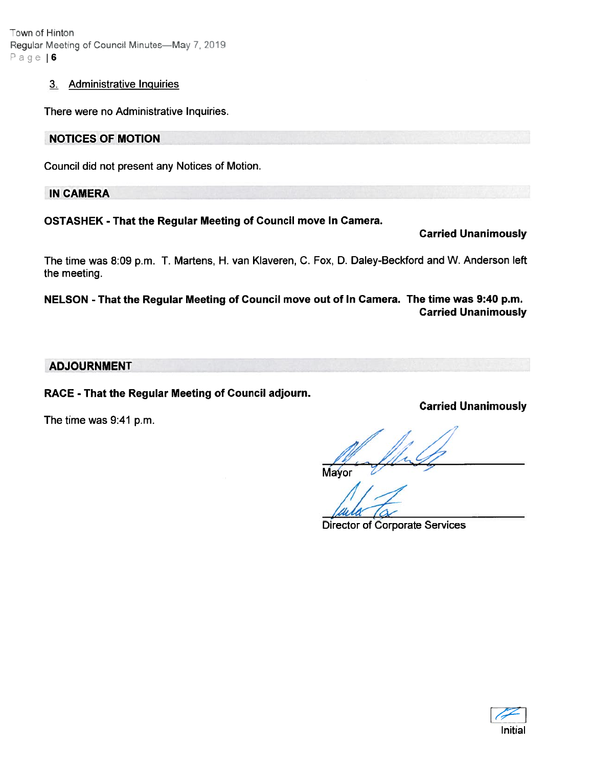3. Administrative Inquiries

There were no Administrative Inquiries.

## NOTICES OF MOTION

Council did not present any Notices of Motion.

## IN CAMERA

**OSTASHEK - That the Regular Meeting of Council move In Camera.**

**Carried Unanimously**

The time was 8:09 p.m. T. Martens, H. van Klaveren, C. Fox, D. Daley-Beckford and W. Anderson left the meeting.

**NELSON - That the Regular Meeting of Council move out of In Camera. The time was 9:40 p.m.**

**Carried Unanimously**

## ADJOURNMENT

**RACE - That the Regular Meeting of Council adjourn.**

**Carried Unanimously**

The time was 9:41 p.m.

Mayor

Director of Corporate Services

Initial